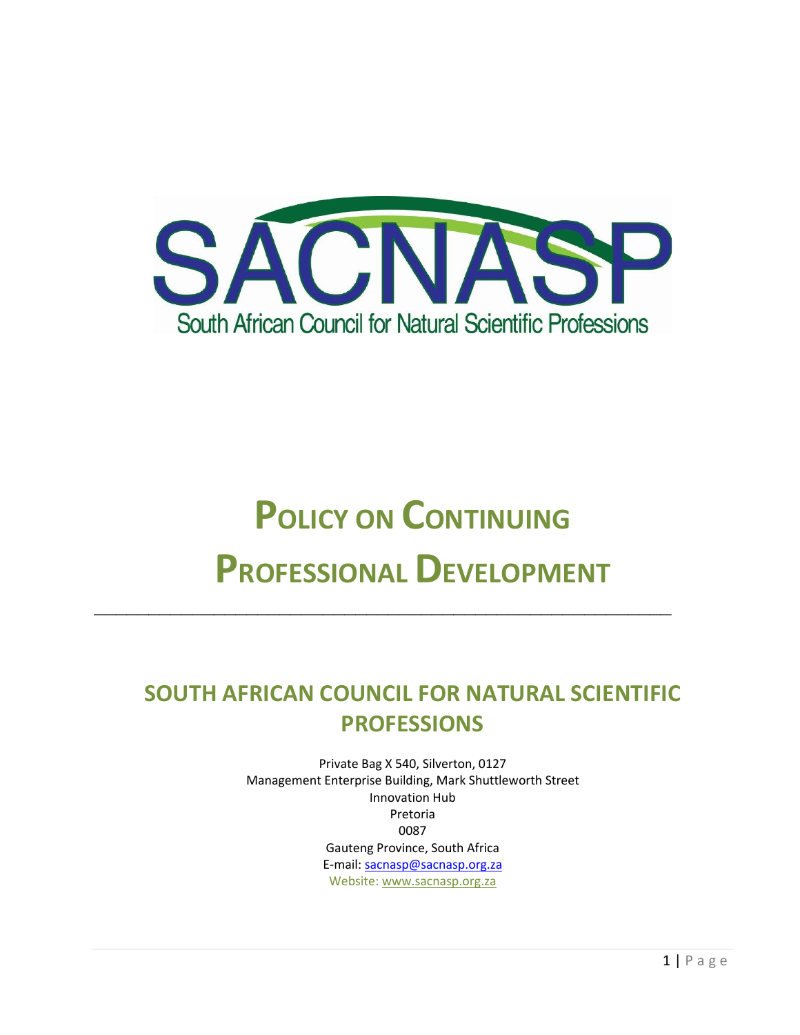SACNASP

South African Council for Natural Scientific Professions

# POLICY ON CONTINUING PROFESSIONAL DEVELOPMENT

---

## SOUTH AFRICAN COUNCIL FOR NATURAL SCIENTIFIC PROFESSIONS

Private Bag X 540, Silverton, 0127
Management Enterprise Building, Mark Shuttleworth Street
Innovation Hub
Pretoria
0087
Gauteng Province, South Africa
E-mail: sacnasp@sacnasp.org.za
Website: www.sacnasp.org.za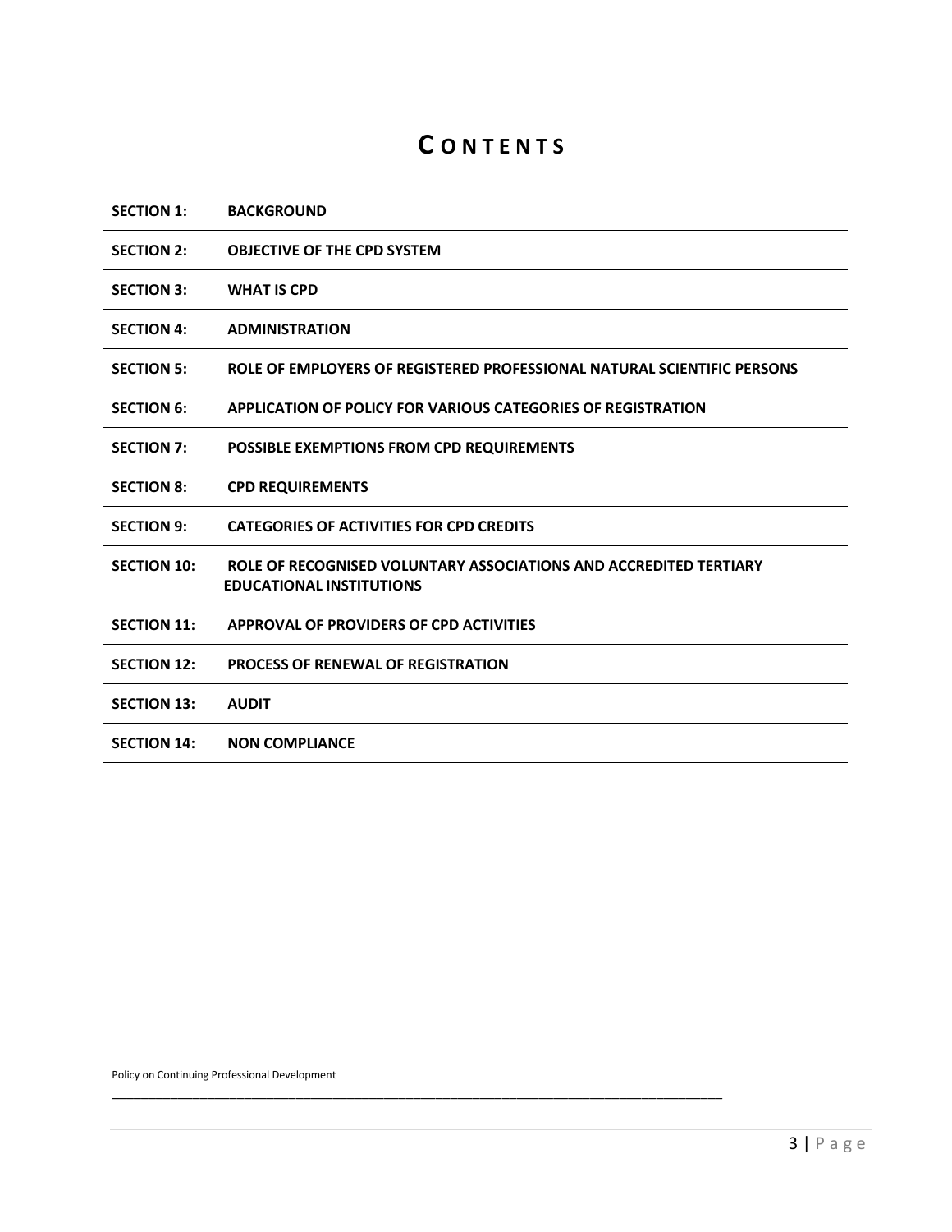# CONTENTS

| | |
|---|---|
| **SECTION 1:** | **BACKGROUND** |
| **SECTION 2:** | **OBJECTIVE OF THE CPD SYSTEM** |
| **SECTION 3:** | **WHAT IS CPD** |
| **SECTION 4:** | **ADMINISTRATION** |
| **SECTION 5:** | **ROLE OF EMPLOYERS OF REGISTERED PROFESSIONAL NATURAL SCIENTIFIC PERSONS** |
| **SECTION 6:** | **APPLICATION OF POLICY FOR VARIOUS CATEGORIES OF REGISTRATION** |
| **SECTION 7:** | **POSSIBLE EXEMPTIONS FROM CPD REQUIREMENTS** |
| **SECTION 8:** | **CPD REQUIREMENTS** |
| **SECTION 9:** | **CATEGORIES OF ACTIVITIES FOR CPD CREDITS** |
| **SECTION 10:** | **ROLE OF RECOGNISED VOLUNTARY ASSOCIATIONS AND ACCREDITED TERTIARY EDUCATIONAL INSTITUTIONS** |
| **SECTION 11:** | **APPROVAL OF PROVIDERS OF CPD ACTIVITIES** |
| **SECTION 12:** | **PROCESS OF RENEWAL OF REGISTRATION** |
| **SECTION 13:** | **AUDIT** |
| **SECTION 14:** | **NON COMPLIANCE** |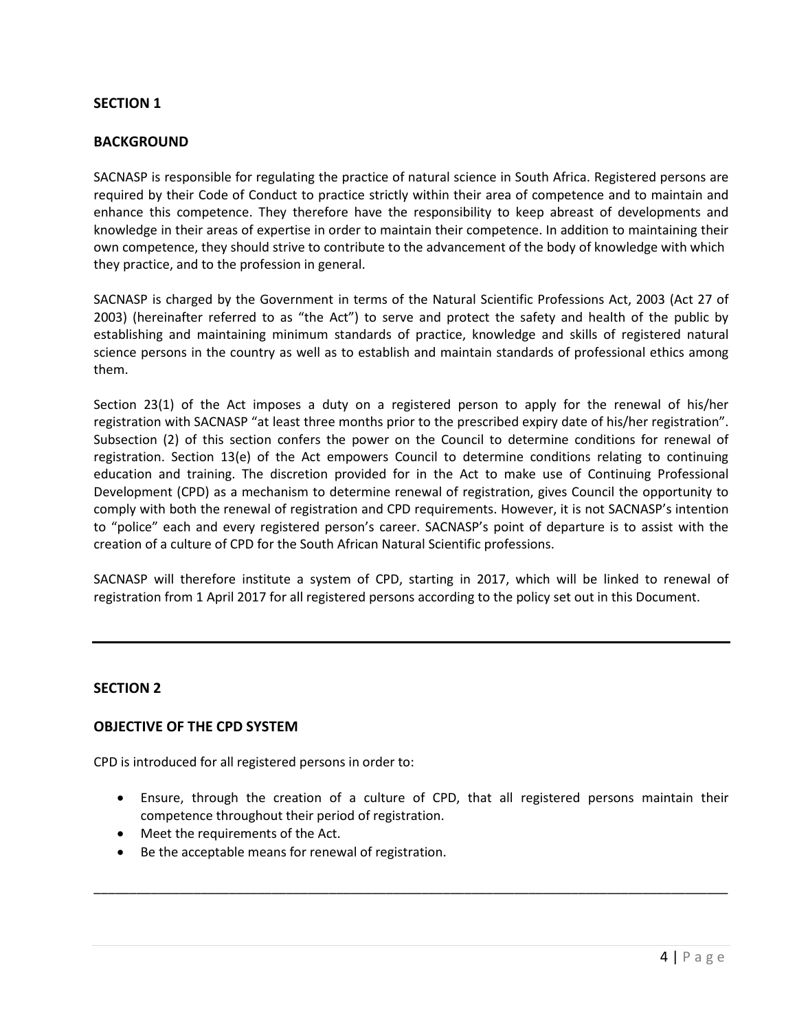## SECTION 1

## BACKGROUND

SACNASP is responsible for regulating the practice of natural science in South Africa. Registered persons are required by their Code of Conduct to practice strictly within their area of competence and to maintain and enhance this competence. They therefore have the responsibility to keep abreast of developments and knowledge in their areas of expertise in order to maintain their competence. In addition to maintaining their own competence, they should strive to contribute to the advancement of the body of knowledge with which they practice, and to the profession in general.

SACNASP is charged by the Government in terms of the Natural Scientific Professions Act, 2003 (Act 27 of 2003) (hereinafter referred to as "the Act") to serve and protect the safety and health of the public by establishing and maintaining minimum standards of practice, knowledge and skills of registered natural science persons in the country as well as to establish and maintain standards of professional ethics among them.

Section 23(1) of the Act imposes a duty on a registered person to apply for the renewal of his/her registration with SACNASP "at least three months prior to the prescribed expiry date of his/her registration". Subsection (2) of this section confers the power on the Council to determine conditions for renewal of registration. Section 13(e) of the Act empowers Council to determine conditions relating to continuing education and training. The discretion provided for in the Act to make use of Continuing Professional Development (CPD) as a mechanism to determine renewal of registration, gives Council the opportunity to comply with both the renewal of registration and CPD requirements. However, it is not SACNASP's intention to "police" each and every registered person's career. SACNASP's point of departure is to assist with the creation of a culture of CPD for the South African Natural Scientific professions.

SACNASP will therefore institute a system of CPD, starting in 2017, which will be linked to renewal of registration from 1 April 2017 for all registered persons according to the policy set out in this Document.

---

## SECTION 2

## OBJECTIVE OF THE CPD SYSTEM

CPD is introduced for all registered persons in order to:

- Ensure, through the creation of a culture of CPD, that all registered persons maintain their competence throughout their period of registration.
- Meet the requirements of the Act.
- Be the acceptable means for renewal of registration.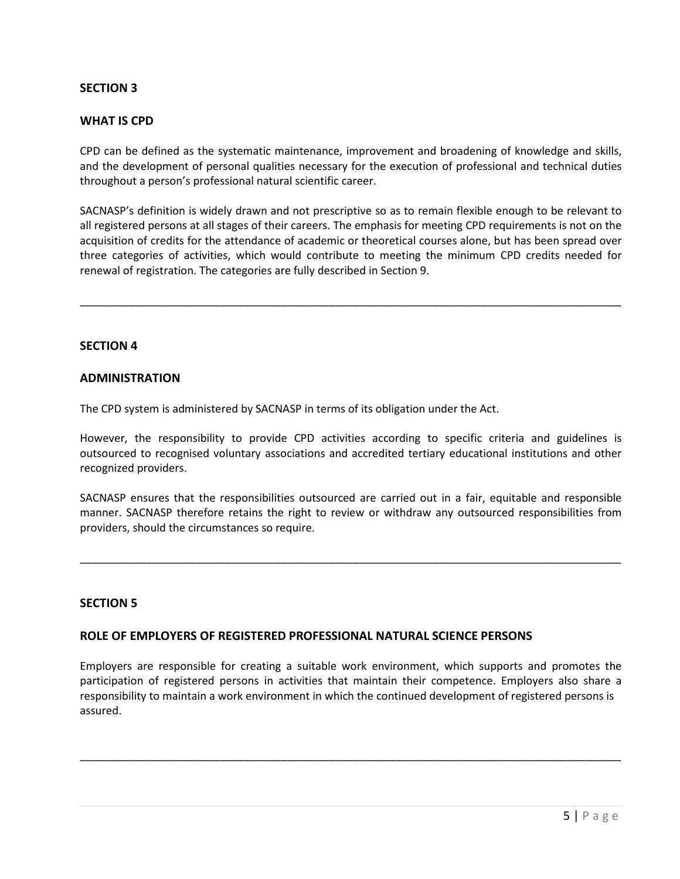## SECTION 3

## WHAT IS CPD

CPD can be defined as the systematic maintenance, improvement and broadening of knowledge and skills, and the development of personal qualities necessary for the execution of professional and technical duties throughout a person's professional natural scientific career.

SACNASP's definition is widely drawn and not prescriptive so as to remain flexible enough to be relevant to all registered persons at all stages of their careers. The emphasis for meeting CPD requirements is not on the acquisition of credits for the attendance of academic or theoretical courses alone, but has been spread over three categories of activities, which would contribute to meeting the minimum CPD credits needed for renewal of registration. The categories are fully described in Section 9.

---

## SECTION 4

## ADMINISTRATION

The CPD system is administered by SACNASP in terms of its obligation under the Act.

However, the responsibility to provide CPD activities according to specific criteria and guidelines is outsourced to recognised voluntary associations and accredited tertiary educational institutions and other recognized providers.

SACNASP ensures that the responsibilities outsourced are carried out in a fair, equitable and responsible manner. SACNASP therefore retains the right to review or withdraw any outsourced responsibilities from providers, should the circumstances so require.

---

## SECTION 5

## ROLE OF EMPLOYERS OF REGISTERED PROFESSIONAL NATURAL SCIENCE PERSONS

Employers are responsible for creating a suitable work environment, which supports and promotes the participation of registered persons in activities that maintain their competence. Employers also share a responsibility to maintain a work environment in which the continued development of registered persons is assured.

---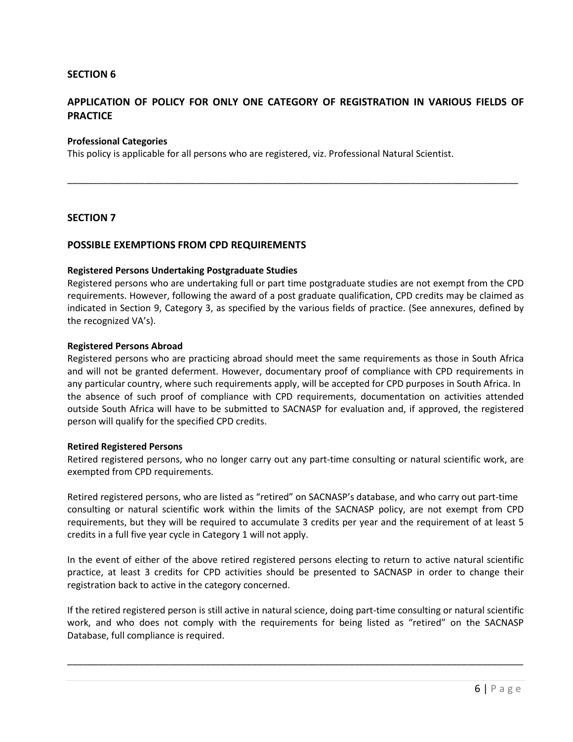## SECTION 6

## APPLICATION OF POLICY FOR ONLY ONE CATEGORY OF REGISTRATION IN VARIOUS FIELDS OF PRACTICE

**Professional Categories**

This policy is applicable for all persons who are registered, viz. Professional Natural Scientist.

---

## SECTION 7

## POSSIBLE EXEMPTIONS FROM CPD REQUIREMENTS

**Registered Persons Undertaking Postgraduate Studies**

Registered persons who are undertaking full or part time postgraduate studies are not exempt from the CPD requirements. However, following the award of a post graduate qualification, CPD credits may be claimed as indicated in Section 9, Category 3, as specified by the various fields of practice. (See annexures, defined by the recognized VA's).

**Registered Persons Abroad**

Registered persons who are practicing abroad should meet the same requirements as those in South Africa and will not be granted deferment. However, documentary proof of compliance with CPD requirements in any particular country, where such requirements apply, will be accepted for CPD purposes in South Africa. In the absence of such proof of compliance with CPD requirements, documentation on activities attended outside South Africa will have to be submitted to SACNASP for evaluation and, if approved, the registered person will qualify for the specified CPD credits.

**Retired Registered Persons**

Retired registered persons, who no longer carry out any part-time consulting or natural scientific work, are exempted from CPD requirements.

Retired registered persons, who are listed as "retired" on SACNASP's database, and who carry out part-time consulting or natural scientific work within the limits of the SACNASP policy, are not exempt from CPD requirements, but they will be required to accumulate 3 credits per year and the requirement of at least 5 credits in a full five year cycle in Category 1 will not apply.

In the event of either of the above retired registered persons electing to return to active natural scientific practice, at least 3 credits for CPD activities should be presented to SACNASP in order to change their registration back to active in the category concerned.

If the retired registered person is still active in natural science, doing part-time consulting or natural scientific work, and who does not comply with the requirements for being listed as "retired" on the SACNASP Database, full compliance is required.

---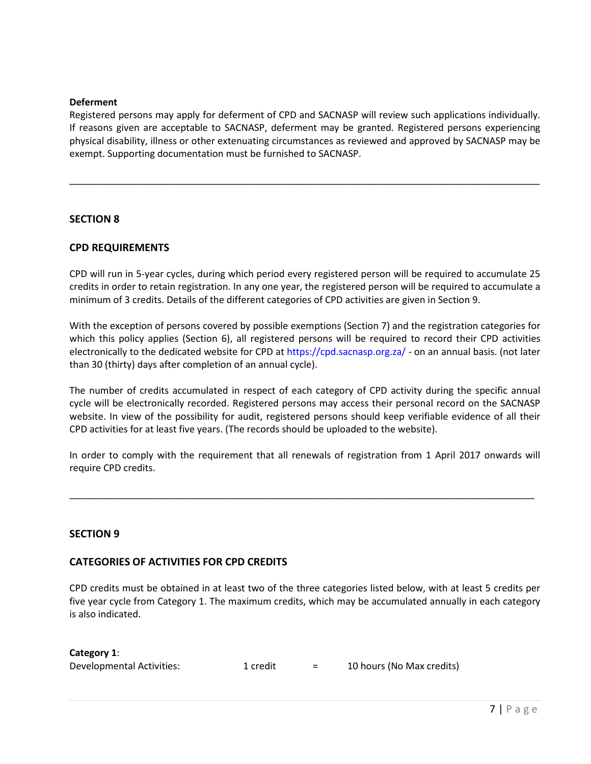**Deferment**

Registered persons may apply for deferment of CPD and SACNASP will review such applications individually. If reasons given are acceptable to SACNASP, deferment may be granted. Registered persons experiencing physical disability, illness or other extenuating circumstances as reviewed and approved by SACNASP may be exempt. Supporting documentation must be furnished to SACNASP.

---

## SECTION 8

## CPD REQUIREMENTS

CPD will run in 5-year cycles, during which period every registered person will be required to accumulate 25 credits in order to retain registration. In any one year, the registered person will be required to accumulate a minimum of 3 credits. Details of the different categories of CPD activities are given in Section 9.

With the exception of persons covered by possible exemptions (Section 7) and the registration categories for which this policy applies (Section 6), all registered persons will be required to record their CPD activities electronically to the dedicated website for CPD at https://cpd.sacnasp.org.za/ - on an annual basis. (not later than 30 (thirty) days after completion of an annual cycle).

The number of credits accumulated in respect of each category of CPD activity during the specific annual cycle will be electronically recorded. Registered persons may access their personal record on the SACNASP website. In view of the possibility for audit, registered persons should keep verifiable evidence of all their CPD activities for at least five years. (The records should be uploaded to the website).

In order to comply with the requirement that all renewals of registration from 1 April 2017 onwards will require CPD credits.

---

## SECTION 9

## CATEGORIES OF ACTIVITIES FOR CPD CREDITS

CPD credits must be obtained in at least two of the three categories listed below, with at least 5 credits per five year cycle from Category 1. The maximum credits, which may be accumulated annually in each category is also indicated.

**Category 1**:

Developmental Activities: 1 credit = 10 hours (No Max credits)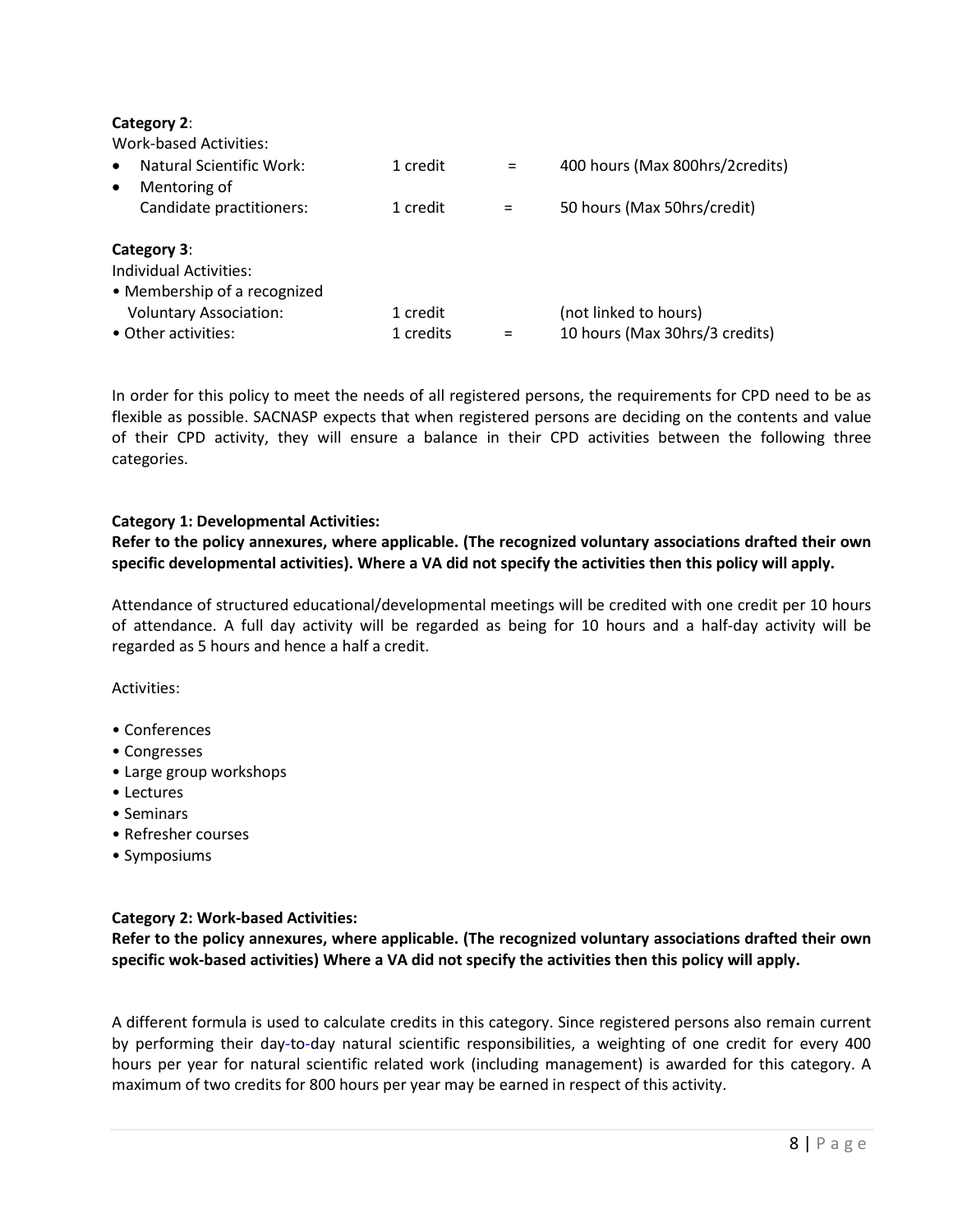**Category 2**:

Work-based Activities:

| | | | |
|---|---|---|---|
| • Natural Scientific Work: | 1 credit | = | 400 hours (Max 800hrs/2credits) |
| • Mentoring of Candidate practitioners: | 1 credit | = | 50 hours (Max 50hrs/credit) |

**Category 3**:

Individual Activities:

| | | | |
|---|---|---|---|
| • Membership of a recognized Voluntary Association: | 1 credit | | (not linked to hours) |
| • Other activities: | 1 credits | = | 10 hours (Max 30hrs/3 credits) |

In order for this policy to meet the needs of all registered persons, the requirements for CPD need to be as flexible as possible. SACNASP expects that when registered persons are deciding on the contents and value of their CPD activity, they will ensure a balance in their CPD activities between the following three categories.

**Category 1: Developmental Activities:**

**Refer to the policy annexures, where applicable. (The recognized voluntary associations drafted their own specific developmental activities). Where a VA did not specify the activities then this policy will apply.**

Attendance of structured educational/developmental meetings will be credited with one credit per 10 hours of attendance. A full day activity will be regarded as being for 10 hours and a half-day activity will be regarded as 5 hours and hence a half a credit.

Activities:

- Conferences
- Congresses
- Large group workshops
- Lectures
- Seminars
- Refresher courses
- Symposiums

**Category 2: Work-based Activities:**

**Refer to the policy annexures, where applicable. (The recognized voluntary associations drafted their own specific wok-based activities) Where a VA did not specify the activities then this policy will apply.**

A different formula is used to calculate credits in this category. Since registered persons also remain current by performing their day-to-day natural scientific responsibilities, a weighting of one credit for every 400 hours per year for natural scientific related work (including management) is awarded for this category. A maximum of two credits for 800 hours per year may be earned in respect of this activity.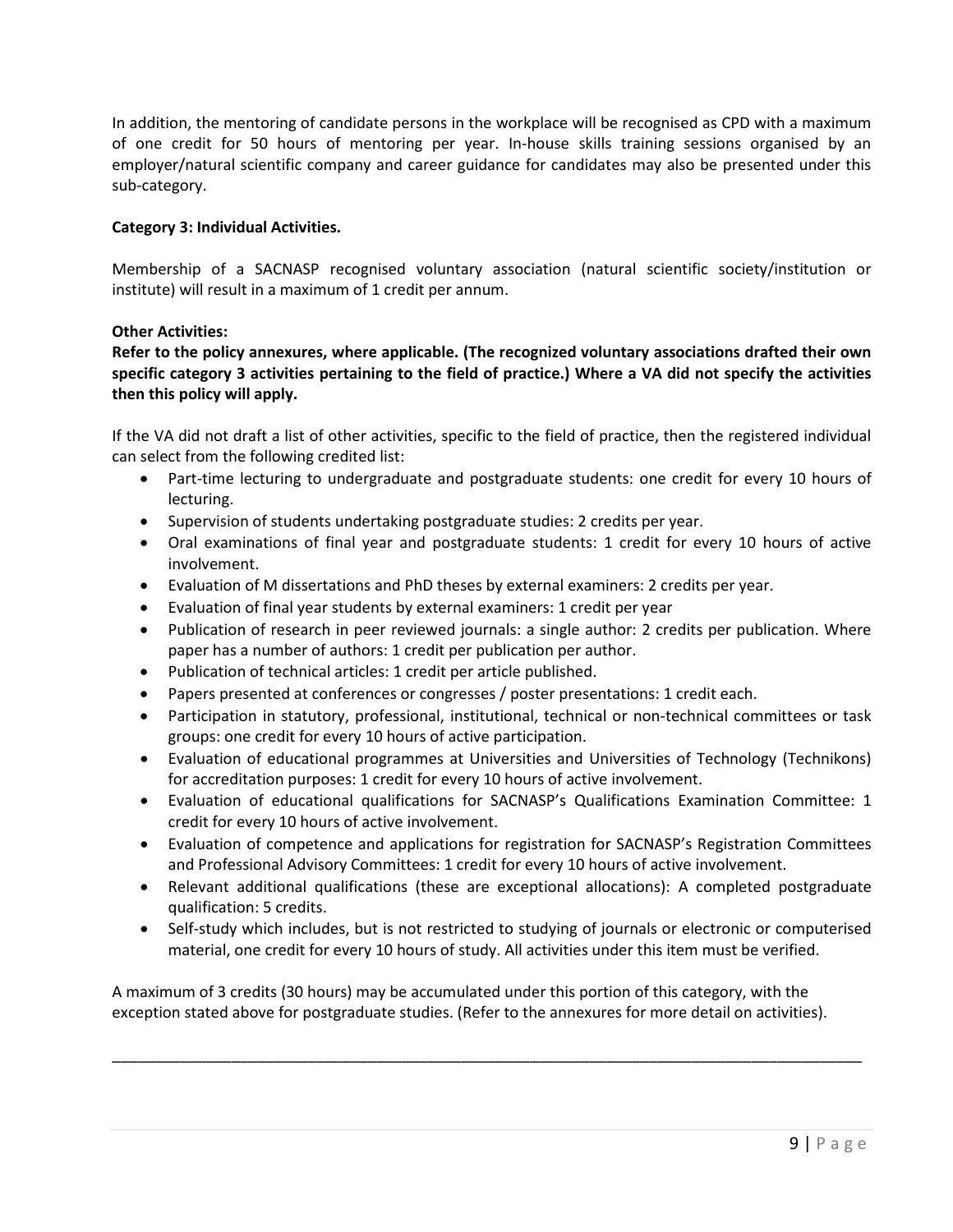In addition, the mentoring of candidate persons in the workplace will be recognised as CPD with a maximum of one credit for 50 hours of mentoring per year. In-house skills training sessions organised by an employer/natural scientific company and career guidance for candidates may also be presented under this sub-category.

**Category 3: Individual Activities.**

Membership of a SACNASP recognised voluntary association (natural scientific society/institution or institute) will result in a maximum of 1 credit per annum.

**Other Activities:**

**Refer to the policy annexures, where applicable. (The recognized voluntary associations drafted their own specific category 3 activities pertaining to the field of practice.) Where a VA did not specify the activities then this policy will apply.**

If the VA did not draft a list of other activities, specific to the field of practice, then the registered individual can select from the following credited list:

- Part-time lecturing to undergraduate and postgraduate students: one credit for every 10 hours of lecturing.
- Supervision of students undertaking postgraduate studies: 2 credits per year.
- Oral examinations of final year and postgraduate students: 1 credit for every 10 hours of active involvement.
- Evaluation of M dissertations and PhD theses by external examiners: 2 credits per year.
- Evaluation of final year students by external examiners: 1 credit per year
- Publication of research in peer reviewed journals: a single author: 2 credits per publication. Where paper has a number of authors: 1 credit per publication per author.
- Publication of technical articles: 1 credit per article published.
- Papers presented at conferences or congresses / poster presentations: 1 credit each.
- Participation in statutory, professional, institutional, technical or non-technical committees or task groups: one credit for every 10 hours of active participation.
- Evaluation of educational programmes at Universities and Universities of Technology (Technikons) for accreditation purposes: 1 credit for every 10 hours of active involvement.
- Evaluation of educational qualifications for SACNASP's Qualifications Examination Committee: 1 credit for every 10 hours of active involvement.
- Evaluation of competence and applications for registration for SACNASP's Registration Committees and Professional Advisory Committees: 1 credit for every 10 hours of active involvement.
- Relevant additional qualifications (these are exceptional allocations): A completed postgraduate qualification: 5 credits.
- Self-study which includes, but is not restricted to studying of journals or electronic or computerised material, one credit for every 10 hours of study. All activities under this item must be verified.

A maximum of 3 credits (30 hours) may be accumulated under this portion of this category, with the exception stated above for postgraduate studies. (Refer to the annexures for more detail on activities).

---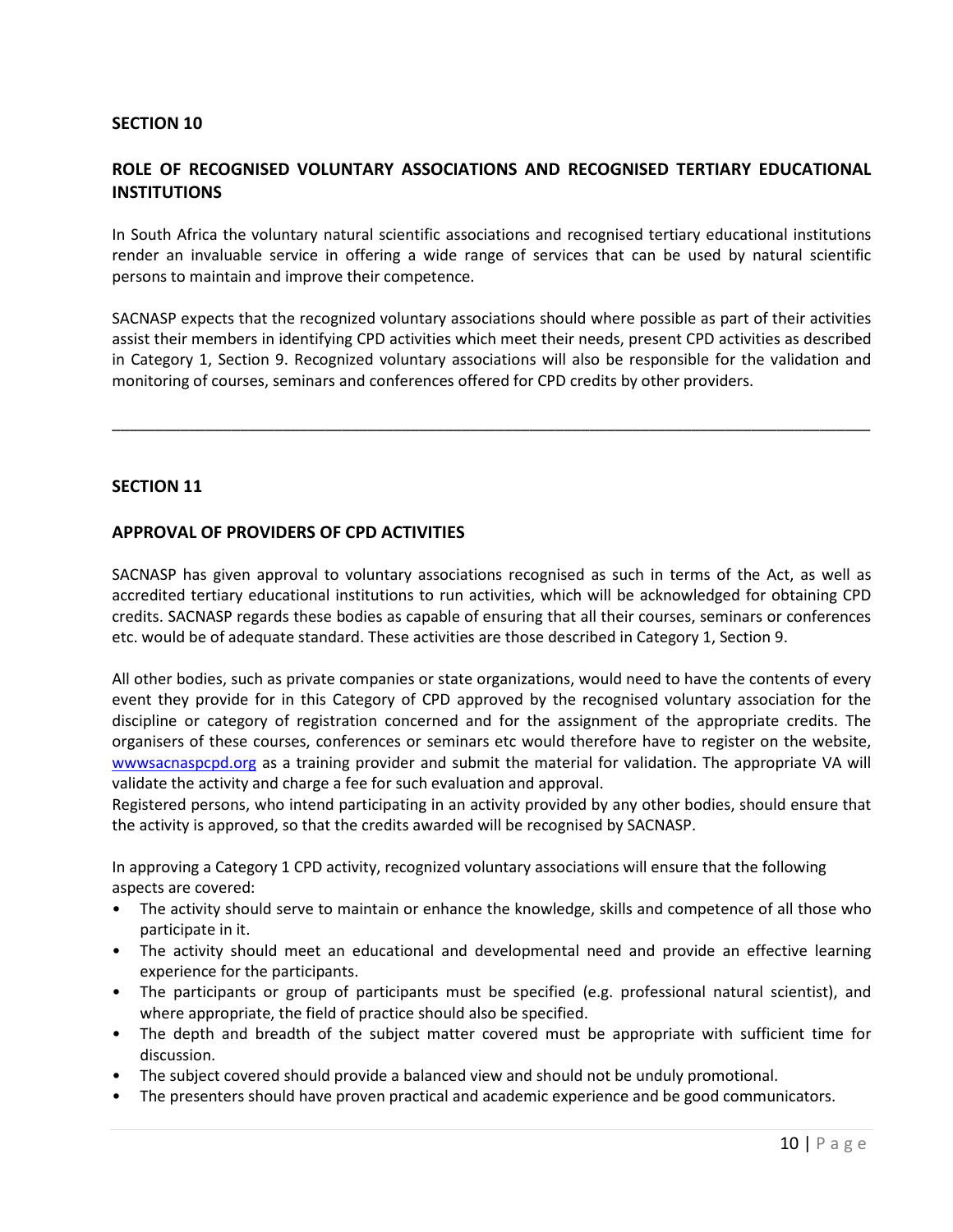**SECTION 10**

## ROLE OF RECOGNISED VOLUNTARY ASSOCIATIONS AND RECOGNISED TERTIARY EDUCATIONAL INSTITUTIONS

In South Africa the voluntary natural scientific associations and recognised tertiary educational institutions render an invaluable service in offering a wide range of services that can be used by natural scientific persons to maintain and improve their competence.

SACNASP expects that the recognized voluntary associations should where possible as part of their activities assist their members in identifying CPD activities which meet their needs, present CPD activities as described in Category 1, Section 9. Recognized voluntary associations will also be responsible for the validation and monitoring of courses, seminars and conferences offered for CPD credits by other providers.

---

**SECTION 11**

## APPROVAL OF PROVIDERS OF CPD ACTIVITIES

SACNASP has given approval to voluntary associations recognised as such in terms of the Act, as well as accredited tertiary educational institutions to run activities, which will be acknowledged for obtaining CPD credits. SACNASP regards these bodies as capable of ensuring that all their courses, seminars or conferences etc. would be of adequate standard. These activities are those described in Category 1, Section 9.

All other bodies, such as private companies or state organizations, would need to have the contents of every event they provide for in this Category of CPD approved by the recognised voluntary association for the discipline or category of registration concerned and for the assignment of the appropriate credits. The organisers of these courses, conferences or seminars etc would therefore have to register on the website, wwwsacnaspcpd.org as a training provider and submit the material for validation. The appropriate VA will validate the activity and charge a fee for such evaluation and approval.
Registered persons, who intend participating in an activity provided by any other bodies, should ensure that the activity is approved, so that the credits awarded will be recognised by SACNASP.

In approving a Category 1 CPD activity, recognized voluntary associations will ensure that the following aspects are covered:

- The activity should serve to maintain or enhance the knowledge, skills and competence of all those who participate in it.
- The activity should meet an educational and developmental need and provide an effective learning experience for the participants.
- The participants or group of participants must be specified (e.g. professional natural scientist), and where appropriate, the field of practice should also be specified.
- The depth and breadth of the subject matter covered must be appropriate with sufficient time for discussion.
- The subject covered should provide a balanced view and should not be unduly promotional.
- The presenters should have proven practical and academic experience and be good communicators.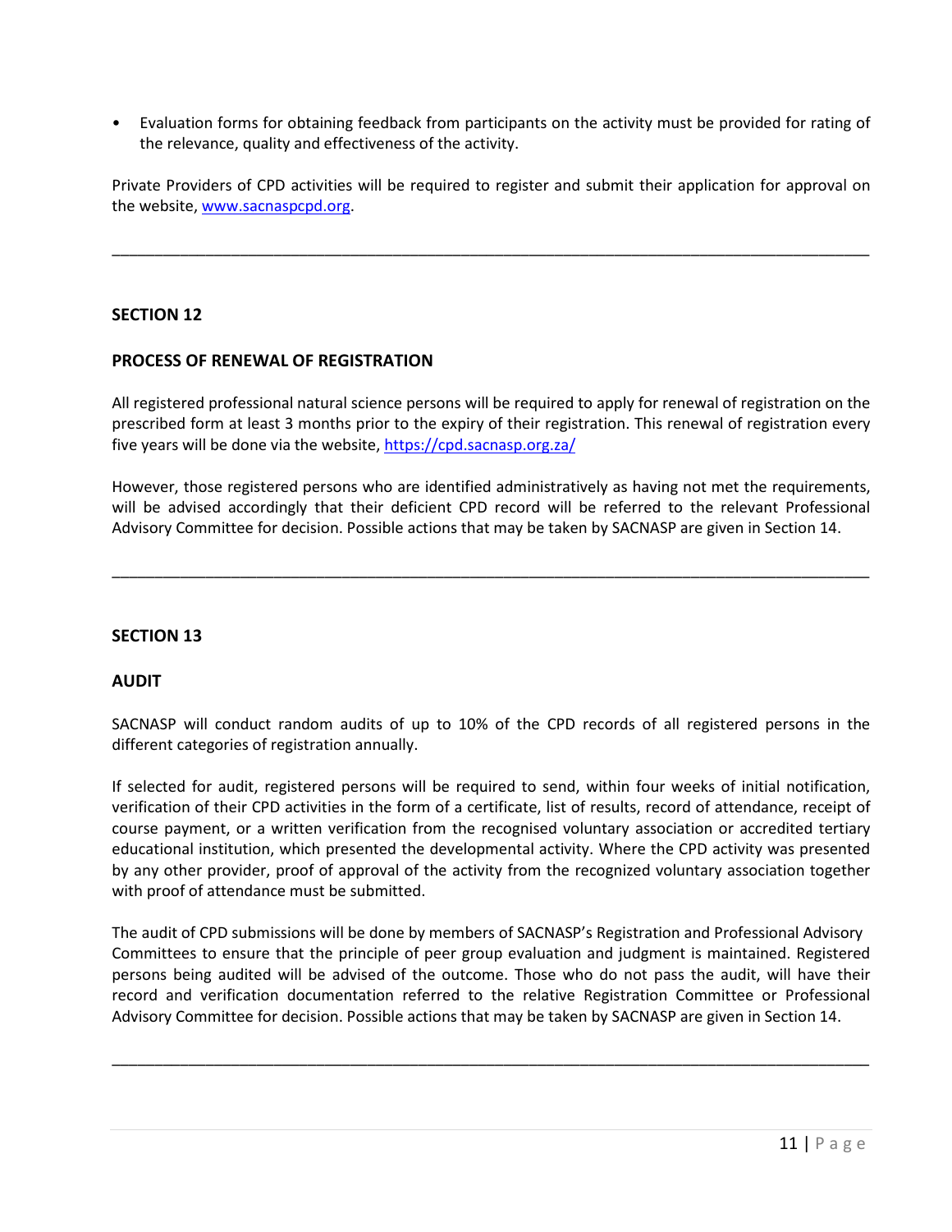- Evaluation forms for obtaining feedback from participants on the activity must be provided for rating of the relevance, quality and effectiveness of the activity.

Private Providers of CPD activities will be required to register and submit their application for approval on the website, www.sacnaspcpd.org.

---

## SECTION 12

## PROCESS OF RENEWAL OF REGISTRATION

All registered professional natural science persons will be required to apply for renewal of registration on the prescribed form at least 3 months prior to the expiry of their registration. This renewal of registration every five years will be done via the website, https://cpd.sacnasp.org.za/

However, those registered persons who are identified administratively as having not met the requirements, will be advised accordingly that their deficient CPD record will be referred to the relevant Professional Advisory Committee for decision. Possible actions that may be taken by SACNASP are given in Section 14.

---

## SECTION 13

## AUDIT

SACNASP will conduct random audits of up to 10% of the CPD records of all registered persons in the different categories of registration annually.

If selected for audit, registered persons will be required to send, within four weeks of initial notification, verification of their CPD activities in the form of a certificate, list of results, record of attendance, receipt of course payment, or a written verification from the recognised voluntary association or accredited tertiary educational institution, which presented the developmental activity. Where the CPD activity was presented by any other provider, proof of approval of the activity from the recognized voluntary association together with proof of attendance must be submitted.

The audit of CPD submissions will be done by members of SACNASP's Registration and Professional Advisory Committees to ensure that the principle of peer group evaluation and judgment is maintained. Registered persons being audited will be advised of the outcome. Those who do not pass the audit, will have their record and verification documentation referred to the relative Registration Committee or Professional Advisory Committee for decision. Possible actions that may be taken by SACNASP are given in Section 14.

---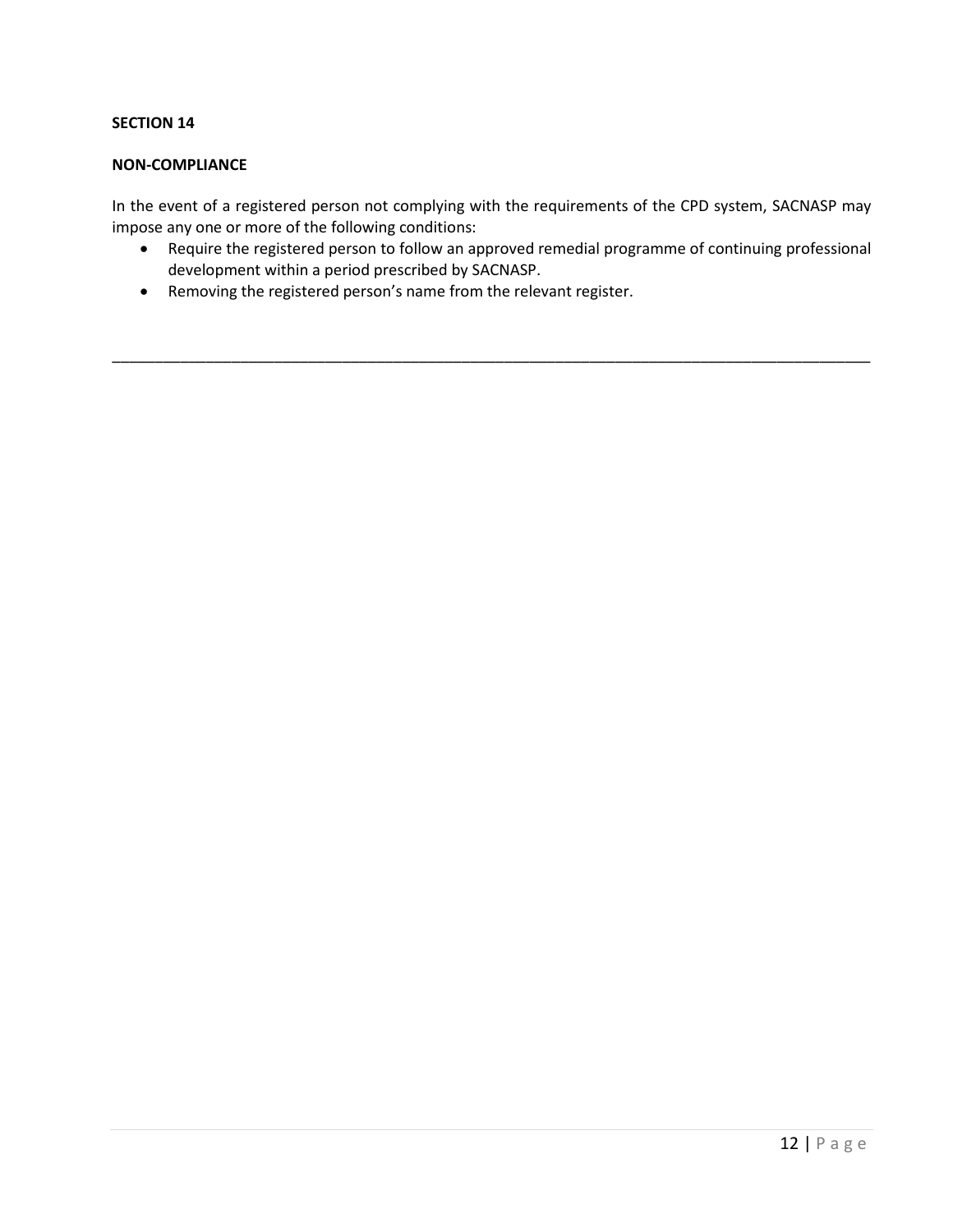**SECTION 14**

**NON-COMPLIANCE**

In the event of a registered person not complying with the requirements of the CPD system, SACNASP may impose any one or more of the following conditions:

- Require the registered person to follow an approved remedial programme of continuing professional development within a period prescribed by SACNASP.
- Removing the registered person's name from the relevant register.

---